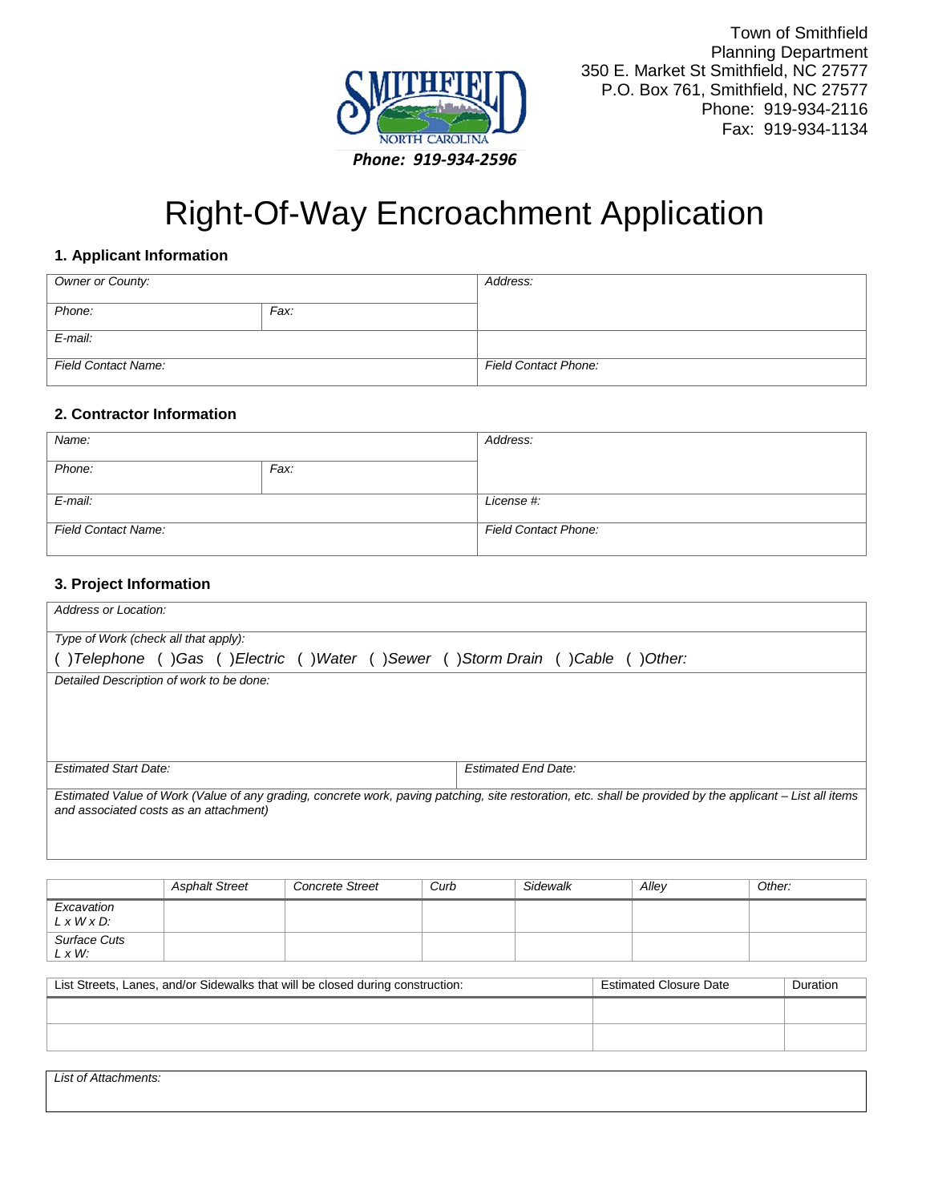Town of Smithfield
Planning Department
350 E. Market St Smithfield, NC 27577
P.O. Box 761, Smithfield, NC 27577
Phone: 919-934-2116
Fax: 919-934-1134

SMITHFIELD NORTH CAROLINA

**Phone: 919-934-2596**

# Right-Of-Way Encroachment Application

### 1. Applicant Information

| *Owner or County:* | | *Address:* |
|---|---|---|
| *Phone:* | *Fax:* | |
| *E-mail:* | | |
| *Field Contact Name:* | | *Field Contact Phone:* |

### 2. Contractor Information

| *Name:* | | *Address:* |
|---|---|---|
| *Phone:* | *Fax:* | |
| *E-mail:* | | *License #:* |
| *Field Contact Name:* | | *Field Contact Phone:* |

### 3. Project Information

| *Address or Location:* | |
|---|---|
| *Type of Work (check all that apply):* ( )*Telephone* ( )*Gas* ( )*Electric* ( )*Water* ( )*Sewer* ( )*Storm Drain* ( )*Cable* ( )*Other:* | |
| *Detailed Description of work to be done:* | |
| *Estimated Start Date:* | *Estimated End Date:* |
| *Estimated Value of Work (Value of any grading, concrete work, paving patching, site restoration, etc. shall be provided by the applicant – List all items and associated costs as an attachment)* | |

| | *Asphalt Street* | *Concrete Street* | *Curb* | *Sidewalk* | *Alley* | *Other:* |
|---|---|---|---|---|---|---|
| *Excavation L x W x D:* | | | | | | |
| *Surface Cuts L x W:* | | | | | | |

| List Streets, Lanes, and/or Sidewalks that will be closed during construction: | Estimated Closure Date | Duration |
|---|---|---|
| | | |
| | | |

| *List of Attachments:* |
|---|
| |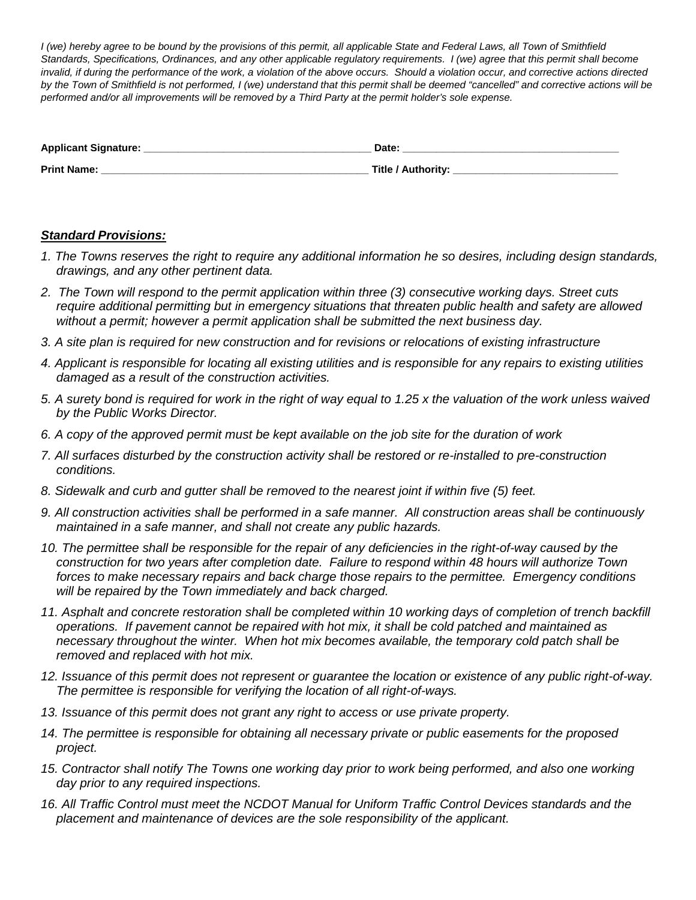*I (we) hereby agree to be bound by the provisions of this permit, all applicable State and Federal Laws, all Town of Smithfield Standards, Specifications, Ordinances, and any other applicable regulatory requirements. I (we) agree that this permit shall become invalid, if during the performance of the work, a violation of the above occurs. Should a violation occur, and corrective actions directed by the Town of Smithfield is not performed, I (we) understand that this permit shall be deemed "cancelled" and corrective actions will be performed and/or all improvements will be removed by a Third Party at the permit holder's sole expense.*

**Applicant Signature:** ________________________________________ **Date:** ________________________________________

**Print Name:** ________________________________________________ **Title / Authority:** ______________________________

***Standard Provisions:***

*1. The Towns reserves the right to require any additional information he so desires, including design standards, drawings, and any other pertinent data.*

*2. The Town will respond to the permit application within three (3) consecutive working days. Street cuts require additional permitting but in emergency situations that threaten public health and safety are allowed without a permit; however a permit application shall be submitted the next business day.*

*3. A site plan is required for new construction and for revisions or relocations of existing infrastructure*

*4. Applicant is responsible for locating all existing utilities and is responsible for any repairs to existing utilities damaged as a result of the construction activities.*

*5. A surety bond is required for work in the right of way equal to 1.25 x the valuation of the work unless waived by the Public Works Director.*

*6. A copy of the approved permit must be kept available on the job site for the duration of work*

*7. All surfaces disturbed by the construction activity shall be restored or re-installed to pre-construction conditions.*

*8. Sidewalk and curb and gutter shall be removed to the nearest joint if within five (5) feet.*

*9. All construction activities shall be performed in a safe manner. All construction areas shall be continuously maintained in a safe manner, and shall not create any public hazards.*

*10. The permittee shall be responsible for the repair of any deficiencies in the right-of-way caused by the construction for two years after completion date. Failure to respond within 48 hours will authorize Town forces to make necessary repairs and back charge those repairs to the permittee. Emergency conditions will be repaired by the Town immediately and back charged.*

*11. Asphalt and concrete restoration shall be completed within 10 working days of completion of trench backfill operations. If pavement cannot be repaired with hot mix, it shall be cold patched and maintained as necessary throughout the winter. When hot mix becomes available, the temporary cold patch shall be removed and replaced with hot mix.*

*12. Issuance of this permit does not represent or guarantee the location or existence of any public right-of-way. The permittee is responsible for verifying the location of all right-of-ways.*

*13. Issuance of this permit does not grant any right to access or use private property.*

*14. The permittee is responsible for obtaining all necessary private or public easements for the proposed project.*

*15. Contractor shall notify The Towns one working day prior to work being performed, and also one working day prior to any required inspections.*

*16. All Traffic Control must meet the NCDOT Manual for Uniform Traffic Control Devices standards and the placement and maintenance of devices are the sole responsibility of the applicant.*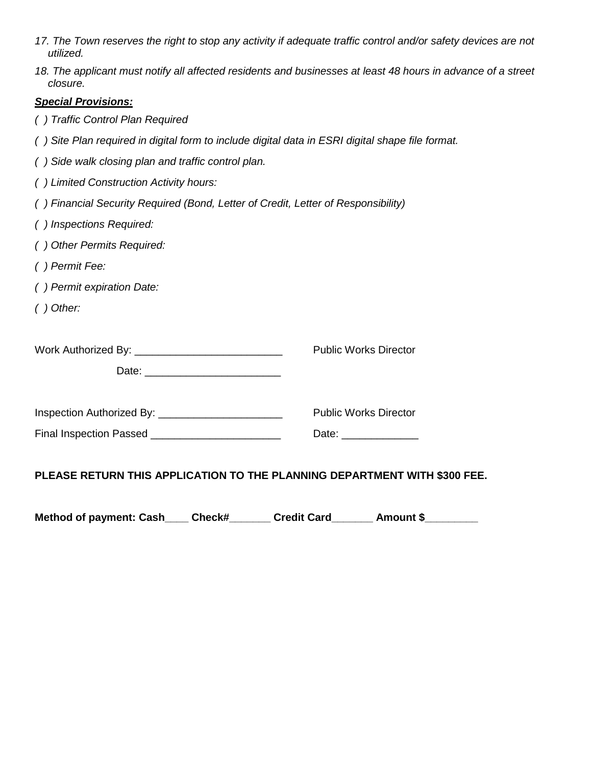*17. The Town reserves the right to stop any activity if adequate traffic control and/or safety devices are not utilized.*

*18. The applicant must notify all affected residents and businesses at least 48 hours in advance of a street closure.*

***Special Provisions:***

*( ) Traffic Control Plan Required*

*( ) Site Plan required in digital form to include digital data in ESRI digital shape file format.*

*( ) Side walk closing plan and traffic control plan.*

*( ) Limited Construction Activity hours:*

*( ) Financial Security Required (Bond, Letter of Credit, Letter of Responsibility)*

*( ) Inspections Required:*

*( ) Other Permits Required:*

*( ) Permit Fee:*

*( ) Permit expiration Date:*

*( ) Other:*

Work Authorized By: _________________________ Public Works Director

Date: _______________________

Inspection Authorized By: _____________________ Public Works Director

Final Inspection Passed ______________________ Date: _____________

**PLEASE RETURN THIS APPLICATION TO THE PLANNING DEPARTMENT WITH $300 FEE.**

**Method of payment: Cash____ Check#_______ Credit Card_______ Amount $_________**